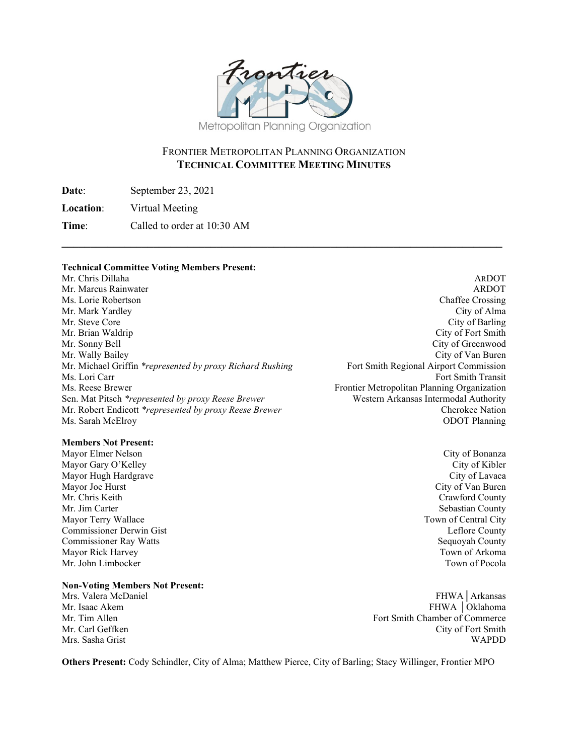# FRONTIER METROPOLITAN PLANNING ORGANIZATION
## TECHNICAL COMMITTEE MEETING MINUTES

**Date**: September 23, 2021

**Location**: Virtual Meeting

**Time**: Called to order at 10:30 AM

---

**Technical Committee Voting Members Present:**

| | |
|---|---|
| Mr. Chris Dillaha | ARDOT |
| Mr. Marcus Rainwater | ARDOT |
| Ms. Lorie Robertson | Chaffee Crossing |
| Mr. Mark Yardley | City of Alma |
| Mr. Steve Core | City of Barling |
| Mr. Brian Waldrip | City of Fort Smith |
| Mr. Sonny Bell | City of Greenwood |
| Mr. Wally Bailey | City of Van Buren |
| Mr. Michael Griffin *\*represented by proxy Richard Rushing* | Fort Smith Regional Airport Commission |
| Ms. Lori Carr | Fort Smith Transit |
| Ms. Reese Brewer | Frontier Metropolitan Planning Organization |
| Sen. Mat Pitsch *\*represented by proxy Reese Brewer* | Western Arkansas Intermodal Authority |
| Mr. Robert Endicott *\*represented by proxy Reese Brewer* | Cherokee Nation |
| Ms. Sarah McElroy | ODOT Planning |

**Members Not Present:**

| | |
|---|---|
| Mayor Elmer Nelson | City of Bonanza |
| Mayor Gary O'Kelley | City of Kibler |
| Mayor Hugh Hardgrave | City of Lavaca |
| Mayor Joe Hurst | City of Van Buren |
| Mr. Chris Keith | Crawford County |
| Mr. Jim Carter | Sebastian County |
| Mayor Terry Wallace | Town of Central City |
| Commissioner Derwin Gist | Leflore County |
| Commissioner Ray Watts | Sequoyah County |
| Mayor Rick Harvey | Town of Arkoma |
| Mr. John Limbocker | Town of Pocola |

**Non-Voting Members Not Present:**

| | |
|---|---|
| Mrs. Valera McDaniel | FHWA │Arkansas |
| Mr. Isaac Akem | FHWA │Oklahoma |
| Mr. Tim Allen | Fort Smith Chamber of Commerce |
| Mr. Carl Geffken | City of Fort Smith |
| Mrs. Sasha Grist | WAPDD |

**Others Present:** Cody Schindler, City of Alma; Matthew Pierce, City of Barling; Stacy Willinger, Frontier MPO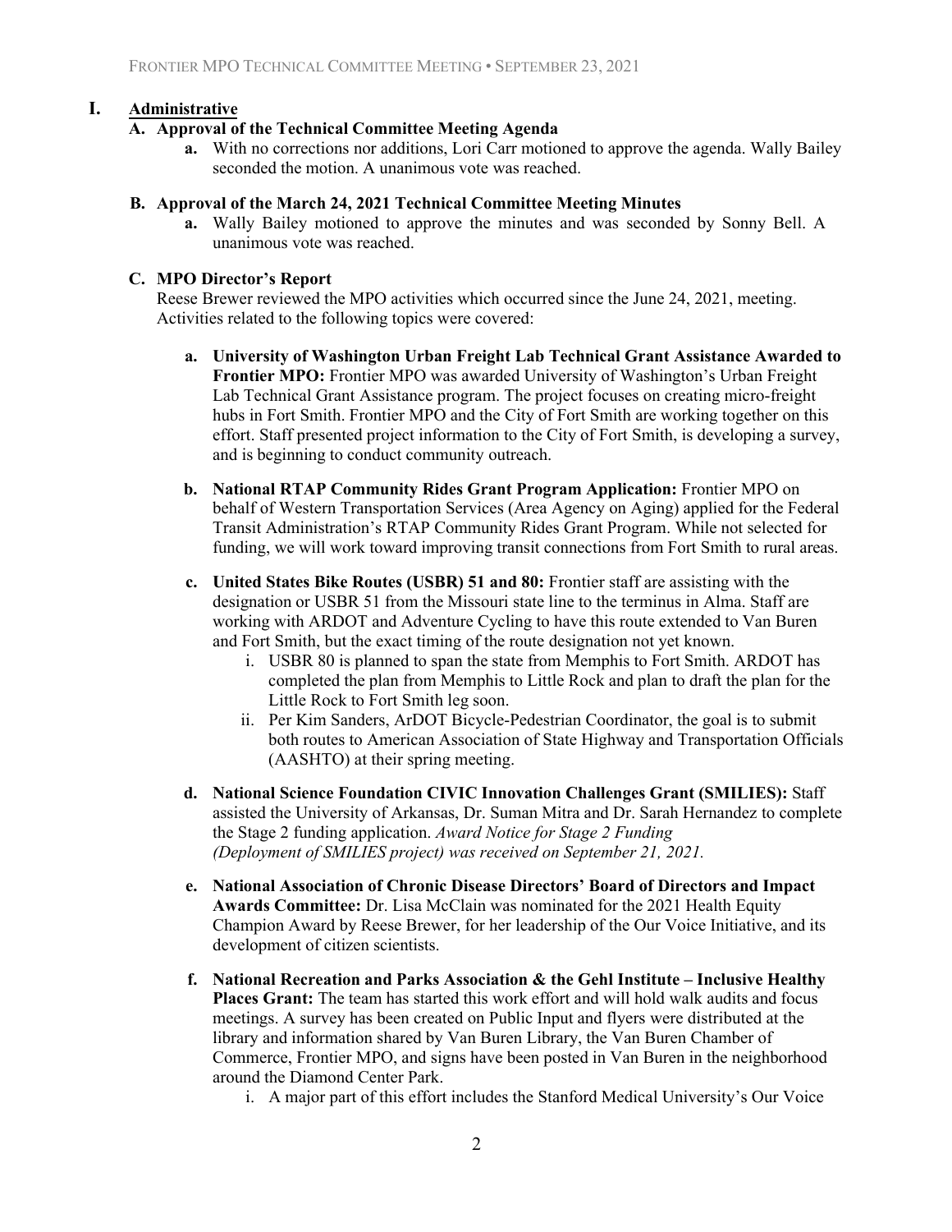# I. Administrative

## A. Approval of the Technical Committee Meeting Agenda

a. With no corrections nor additions, Lori Carr motioned to approve the agenda. Wally Bailey seconded the motion. A unanimous vote was reached.

## B. Approval of the March 24, 2021 Technical Committee Meeting Minutes

a. Wally Bailey motioned to approve the minutes and was seconded by Sonny Bell. A unanimous vote was reached.

## C. MPO Director's Report

Reese Brewer reviewed the MPO activities which occurred since the June 24, 2021, meeting. Activities related to the following topics were covered:

a. **University of Washington Urban Freight Lab Technical Grant Assistance Awarded to Frontier MPO:** Frontier MPO was awarded University of Washington's Urban Freight Lab Technical Grant Assistance program. The project focuses on creating micro-freight hubs in Fort Smith. Frontier MPO and the City of Fort Smith are working together on this effort. Staff presented project information to the City of Fort Smith, is developing a survey, and is beginning to conduct community outreach.

b. **National RTAP Community Rides Grant Program Application:** Frontier MPO on behalf of Western Transportation Services (Area Agency on Aging) applied for the Federal Transit Administration's RTAP Community Rides Grant Program. While not selected for funding, we will work toward improving transit connections from Fort Smith to rural areas.

c. **United States Bike Routes (USBR) 51 and 80:** Frontier staff are assisting with the designation or USBR 51 from the Missouri state line to the terminus in Alma. Staff are working with ARDOT and Adventure Cycling to have this route extended to Van Buren and Fort Smith, but the exact timing of the route designation not yet known.

   i. USBR 80 is planned to span the state from Memphis to Fort Smith. ARDOT has completed the plan from Memphis to Little Rock and plan to draft the plan for the Little Rock to Fort Smith leg soon.

   ii. Per Kim Sanders, ArDOT Bicycle-Pedestrian Coordinator, the goal is to submit both routes to American Association of State Highway and Transportation Officials (AASHTO) at their spring meeting.

d. **National Science Foundation CIVIC Innovation Challenges Grant (SMILIES):** Staff assisted the University of Arkansas, Dr. Suman Mitra and Dr. Sarah Hernandez to complete the Stage 2 funding application. *Award Notice for Stage 2 Funding (Deployment of SMILIES project) was received on September 21, 2021.*

e. **National Association of Chronic Disease Directors' Board of Directors and Impact Awards Committee:** Dr. Lisa McClain was nominated for the 2021 Health Equity Champion Award by Reese Brewer, for her leadership of the Our Voice Initiative, and its development of citizen scientists.

f. **National Recreation and Parks Association & the Gehl Institute – Inclusive Healthy Places Grant:** The team has started this work effort and will hold walk audits and focus meetings. A survey has been created on Public Input and flyers were distributed at the library and information shared by Van Buren Library, the Van Buren Chamber of Commerce, Frontier MPO, and signs have been posted in Van Buren in the neighborhood around the Diamond Center Park.

   i. A major part of this effort includes the Stanford Medical University's Our Voice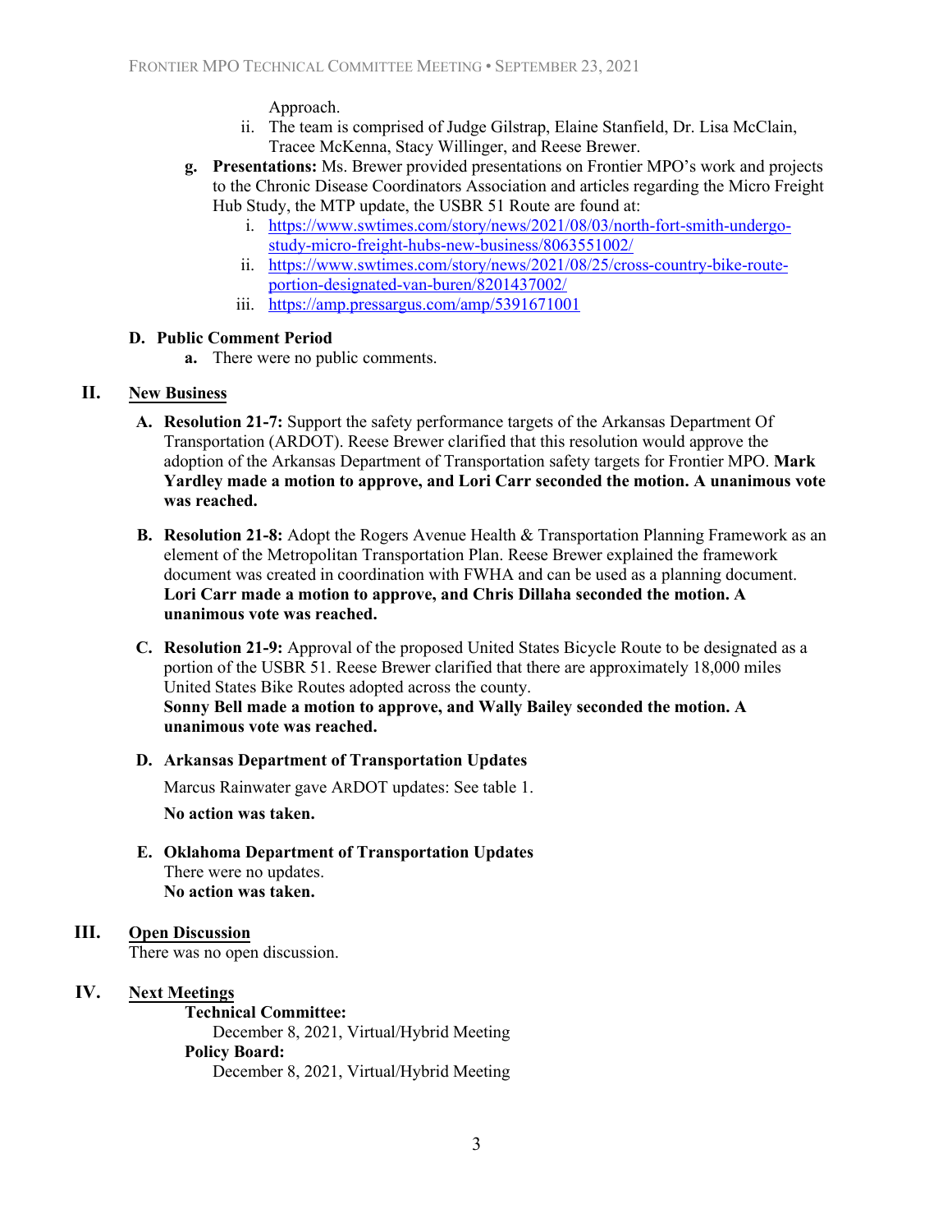Approach.

ii. The team is comprised of Judge Gilstrap, Elaine Stanfield, Dr. Lisa McClain, Tracee McKenna, Stacy Willinger, and Reese Brewer.

**g. Presentations:** Ms. Brewer provided presentations on Frontier MPO's work and projects to the Chronic Disease Coordinators Association and articles regarding the Micro Freight Hub Study, the MTP update, the USBR 51 Route are found at:

i. https://www.swtimes.com/story/news/2021/08/03/north-fort-smith-undergo-study-micro-freight-hubs-new-business/8063551002/

ii. https://www.swtimes.com/story/news/2021/08/25/cross-country-bike-route-portion-designated-van-buren/8201437002/

iii. https://amp.pressargus.com/amp/5391671001

### D. Public Comment Period

**a.** There were no public comments.

## II. New Business

**A. Resolution 21-7:** Support the safety performance targets of the Arkansas Department Of Transportation (ARDOT). Reese Brewer clarified that this resolution would approve the adoption of the Arkansas Department of Transportation safety targets for Frontier MPO. **Mark Yardley made a motion to approve, and Lori Carr seconded the motion. A unanimous vote was reached.**

**B. Resolution 21-8:** Adopt the Rogers Avenue Health & Transportation Planning Framework as an element of the Metropolitan Transportation Plan. Reese Brewer explained the framework document was created in coordination with FWHA and can be used as a planning document. **Lori Carr made a motion to approve, and Chris Dillaha seconded the motion. A unanimous vote was reached.**

**C. Resolution 21-9:** Approval of the proposed United States Bicycle Route to be designated as a portion of the USBR 51. Reese Brewer clarified that there are approximately 18,000 miles United States Bike Routes adopted across the county.
**Sonny Bell made a motion to approve, and Wally Bailey seconded the motion. A unanimous vote was reached.**

**D. Arkansas Department of Transportation Updates**

Marcus Rainwater gave ARDOT updates: See table 1.

**No action was taken.**

**E. Oklahoma Department of Transportation Updates**

There were no updates.
**No action was taken.**

## III. Open Discussion

There was no open discussion.

## IV. Next Meetings

**Technical Committee:**
December 8, 2021, Virtual/Hybrid Meeting

**Policy Board:**
December 8, 2021, Virtual/Hybrid Meeting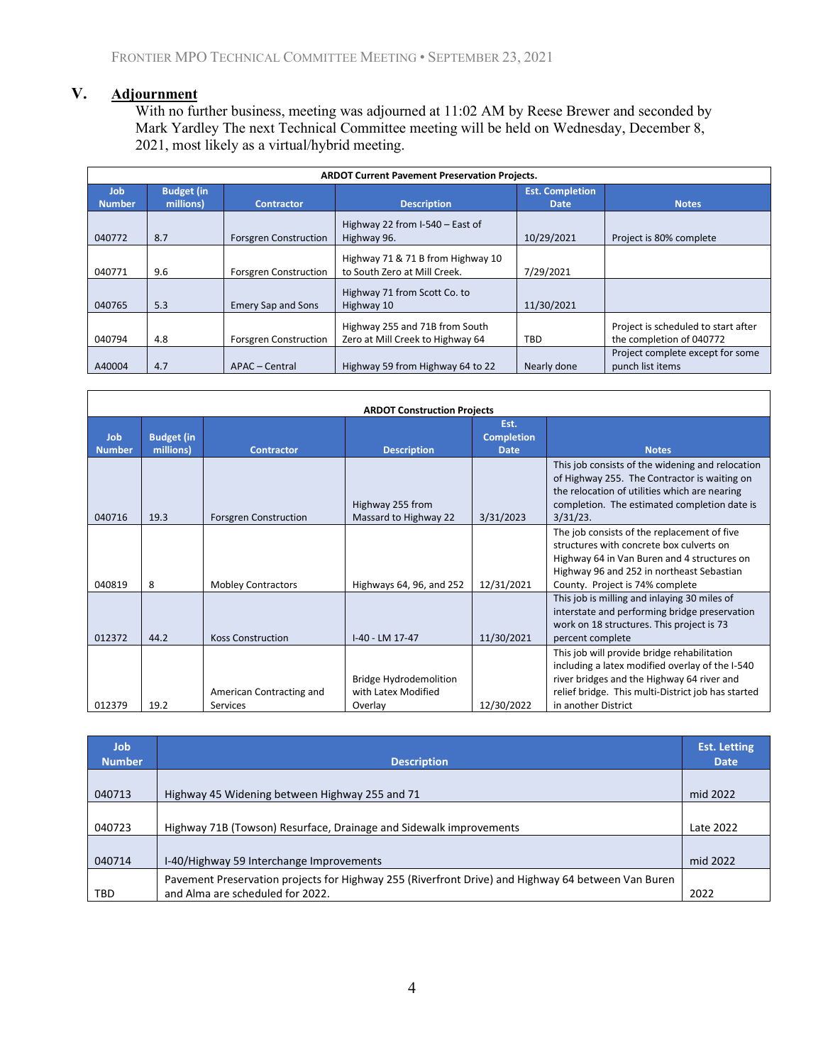## V. Adjournment

With no further business, meeting was adjourned at 11:02 AM by Reese Brewer and seconded by Mark Yardley The next Technical Committee meeting will be held on Wednesday, December 8, 2021, most likely as a virtual/hybrid meeting.

**ARDOT Current Pavement Preservation Projects.**

| Job Number | Budget (in millions) | Contractor | Description | Est. Completion Date | Notes |
|---|---|---|---|---|---|
| 040772 | 8.7 | Forsgren Construction | Highway 22 from I-540 – East of Highway 96. | 10/29/2021 | Project is 80% complete |
| 040771 | 9.6 | Forsgren Construction | Highway 71 & 71 B from Highway 10 to South Zero at Mill Creek. | 7/29/2021 | |
| 040765 | 5.3 | Emery Sap and Sons | Highway 71 from Scott Co. to Highway 10 | 11/30/2021 | |
| 040794 | 4.8 | Forsgren Construction | Highway 255 and 71B from South Zero at Mill Creek to Highway 64 | TBD | Project is scheduled to start after the completion of 040772 |
| A40004 | 4.7 | APAC – Central | Highway 59 from Highway 64 to 22 | Nearly done | Project complete except for some punch list items |

**ARDOT Construction Projects**

| Job Number | Budget (in millions) | Contractor | Description | Est. Completion Date | Notes |
|---|---|---|---|---|---|
| 040716 | 19.3 | Forsgren Construction | Highway 255 from Massard to Highway 22 | 3/31/2023 | This job consists of the widening and relocation of Highway 255. The Contractor is waiting on the relocation of utilities which are nearing completion. The estimated completion date is 3/31/23. |
| 040819 | 8 | Mobley Contractors | Highways 64, 96, and 252 | 12/31/2021 | The job consists of the replacement of five structures with concrete box culverts on Highway 64 in Van Buren and 4 structures on Highway 96 and 252 in northeast Sebastian County. Project is 74% complete |
| 012372 | 44.2 | Koss Construction | I-40 - LM 17-47 | 11/30/2021 | This job is milling and inlaying 30 miles of interstate and performing bridge preservation work on 18 structures. This project is 73 percent complete |
| 012379 | 19.2 | American Contracting and Services | Bridge Hydrodemolition with Latex Modified Overlay | 12/30/2022 | This job will provide bridge rehabilitation including a latex modified overlay of the I-540 river bridges and the Highway 64 river and relief bridge. This multi-District job has started in another District |

| Job Number | Description | Est. Letting Date |
|---|---|---|
| 040713 | Highway 45 Widening between Highway 255 and 71 | mid 2022 |
| 040723 | Highway 71B (Towson) Resurface, Drainage and Sidewalk improvements | Late 2022 |
| 040714 | I-40/Highway 59 Interchange Improvements | mid 2022 |
| TBD | Pavement Preservation projects for Highway 255 (Riverfront Drive) and Highway 64 between Van Buren and Alma are scheduled for 2022. | 2022 |